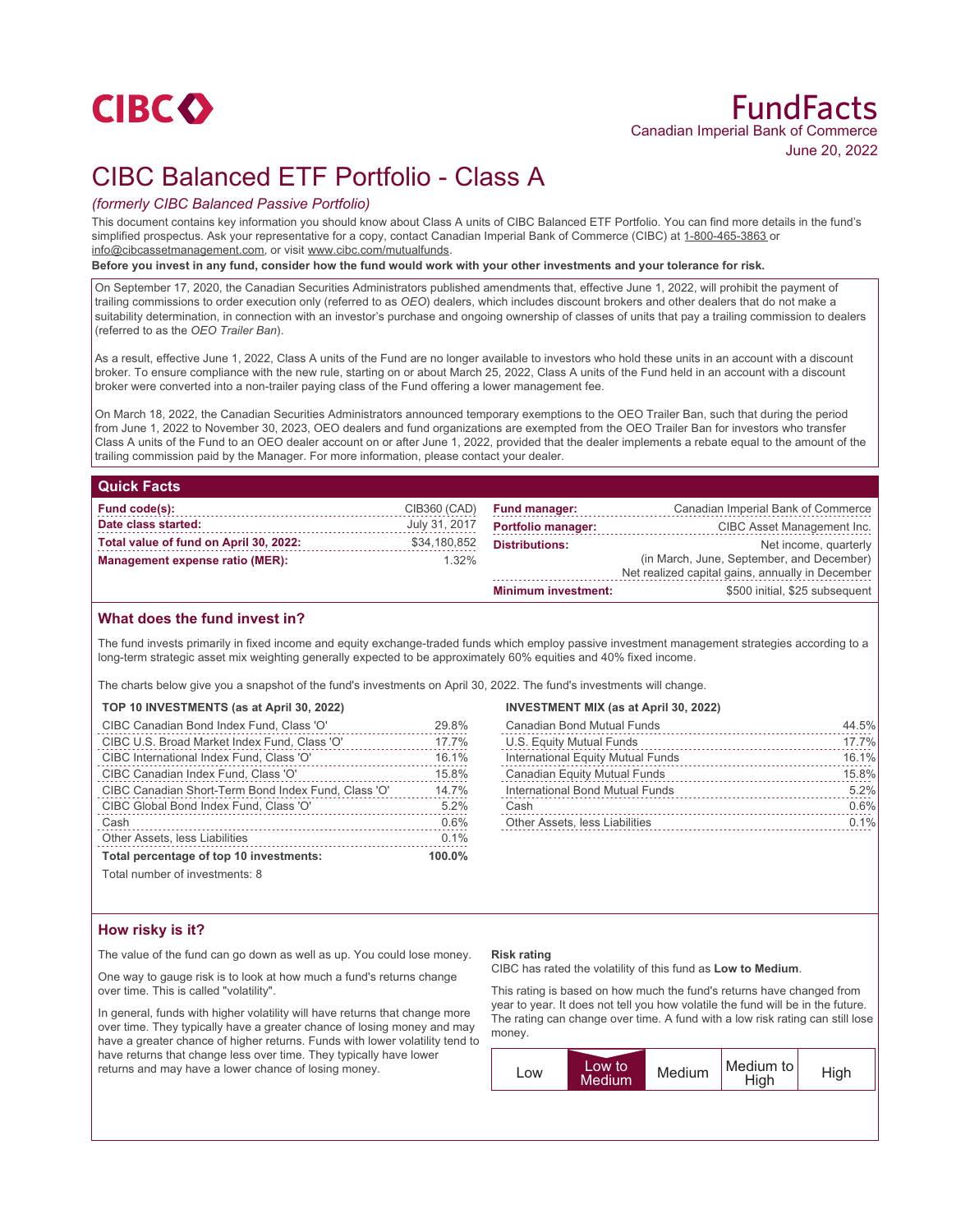CIBC

# FundFacts

Canadian Imperial Bank of Commerce

June 20, 2022

# CIBC Balanced ETF Portfolio - Class A

*(formerly CIBC Balanced Passive Portfolio)*

This document contains key information you should know about Class A units of CIBC Balanced ETF Portfolio. You can find more details in the fund's simplified prospectus. Ask your representative for a copy, contact Canadian Imperial Bank of Commerce (CIBC) at 1-800-465-3863 or info@cibcassetmanagement.com, or visit www.cibc.com/mutualfunds.

**Before you invest in any fund, consider how the fund would work with your other investments and your tolerance for risk.**

On September 17, 2020, the Canadian Securities Administrators published amendments that, effective June 1, 2022, will prohibit the payment of trailing commissions to order execution only (referred to as *OEO*) dealers, which includes discount brokers and other dealers that do not make a suitability determination, in connection with an investor's purchase and ongoing ownership of classes of units that pay a trailing commission to dealers (referred to as the *OEO Trailer Ban*).

As a result, effective June 1, 2022, Class A units of the Fund are no longer available to investors who hold these units in an account with a discount broker. To ensure compliance with the new rule, starting on or about March 25, 2022, Class A units of the Fund held in an account with a discount broker were converted into a non-trailer paying class of the Fund offering a lower management fee.

On March 18, 2022, the Canadian Securities Administrators announced temporary exemptions to the OEO Trailer Ban, such that during the period from June 1, 2022 to November 30, 2023, OEO dealers and fund organizations are exempted from the OEO Trailer Ban for investors who transfer Class A units of the Fund to an OEO dealer account on or after June 1, 2022, provided that the dealer implements a rebate equal to the amount of the trailing commission paid by the Manager. For more information, please contact your dealer.

## Quick Facts

| | |
|---|---|
| **Fund code(s):** | CIB360 (CAD) |
| **Date class started:** | July 31, 2017 |
| **Total value of fund on April 30, 2022:** | $34,180,852 |
| **Management expense ratio (MER):** | 1.32% |
| **Fund manager:** | Canadian Imperial Bank of Commerce |
| **Portfolio manager:** | CIBC Asset Management Inc. |
| **Distributions:** | Net income, quarterly (in March, June, September, and December) Net realized capital gains, annually in December |
| **Minimum investment:** | $500 initial, $25 subsequent |

## What does the fund invest in?

The fund invests primarily in fixed income and equity exchange-traded funds which employ passive investment management strategies according to a long-term strategic asset mix weighting generally expected to be approximately 60% equities and 40% fixed income.

The charts below give you a snapshot of the fund's investments on April 30, 2022. The fund's investments will change.

**TOP 10 INVESTMENTS (as at April 30, 2022)**

| | |
|---|---|
| CIBC Canadian Bond Index Fund, Class 'O' | 29.8% |
| CIBC U.S. Broad Market Index Fund, Class 'O' | 17.7% |
| CIBC International Index Fund, Class 'O' | 16.1% |
| CIBC Canadian Index Fund, Class 'O' | 15.8% |
| CIBC Canadian Short-Term Bond Index Fund, Class 'O' | 14.7% |
| CIBC Global Bond Index Fund, Class 'O' | 5.2% |
| Cash | 0.6% |
| Other Assets, less Liabilities | 0.1% |
| **Total percentage of top 10 investments:** | **100.0%** |

Total number of investments: 8

**INVESTMENT MIX (as at April 30, 2022)**

| | |
|---|---|
| Canadian Bond Mutual Funds | 44.5% |
| U.S. Equity Mutual Funds | 17.7% |
| International Equity Mutual Funds | 16.1% |
| Canadian Equity Mutual Funds | 15.8% |
| International Bond Mutual Funds | 5.2% |
| Cash | 0.6% |
| Other Assets, less Liabilities | 0.1% |

## How risky is it?

The value of the fund can go down as well as up. You could lose money.

One way to gauge risk is to look at how much a fund's returns change over time. This is called "volatility".

In general, funds with higher volatility will have returns that change more over time. They typically have a greater chance of losing money and may have a greater chance of higher returns. Funds with lower volatility tend to have returns that change less over time. They typically have lower returns and may have a lower chance of losing money.

**Risk rating**

CIBC has rated the volatility of this fund as **Low to Medium**.

This rating is based on how much the fund's returns have changed from year to year. It does not tell you how volatile the fund will be in the future. The rating can change over time. A fund with a low risk rating can still lose money.

| Low | **Low to Medium** | Medium | Medium to High | High |
|---|---|---|---|---|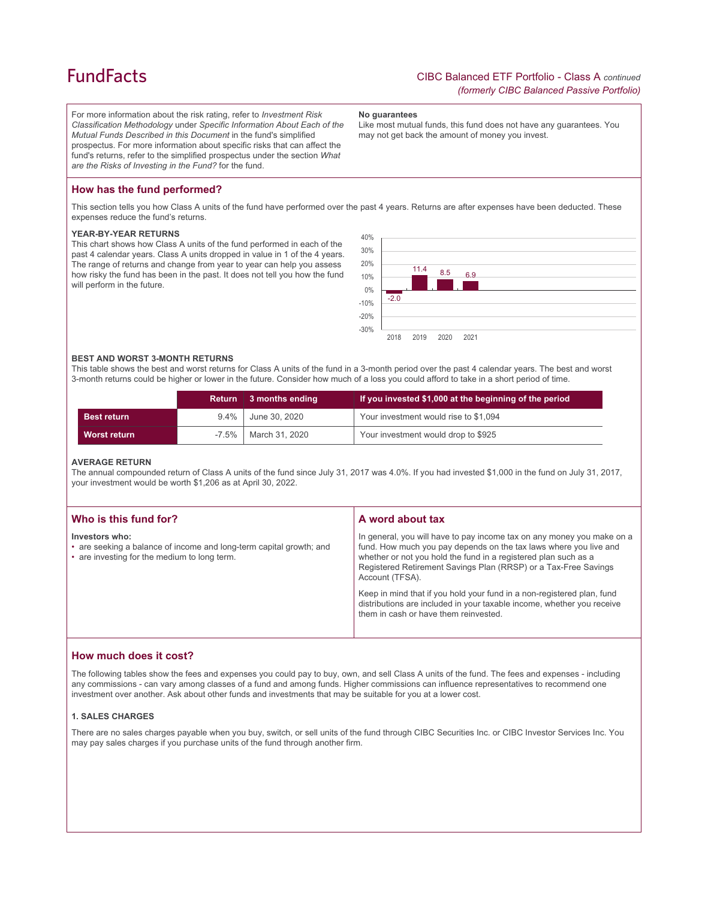For more information about the risk rating, refer to *Investment Risk Classification Methodology* under *Specific Information About Each of the Mutual Funds Described in this Document* in the fund's simplified prospectus. For more information about specific risks that can affect the fund's returns, refer to the simplified prospectus under the section *What are the Risks of Investing in the Fund?* for the fund.

**No guarantees**
Like most mutual funds, this fund does not have any guarantees. You may not get back the amount of money you invest.

## How has the fund performed?

This section tells you how Class A units of the fund have performed over the past 4 years. Returns are after expenses have been deducted. These expenses reduce the fund's returns.

### YEAR-BY-YEAR RETURNS

This chart shows how Class A units of the fund performed in each of the past 4 calendar years. Class A units dropped in value in 1 of the 4 years. The range of returns and change from year to year can help you assess how risky the fund has been in the past. It does not tell you how the fund will perform in the future.

| Year | 2018 | 2019 | 2020 | 2021 |
|---|---|---|---|---|
| Return (%) | -2.0 | 11.4 | 8.5 | 6.9 |

### BEST AND WORST 3-MONTH RETURNS

This table shows the best and worst returns for Class A units of the fund in a 3-month period over the past 4 calendar years. The best and worst 3-month returns could be higher or lower in the future. Consider how much of a loss you could afford to take in a short period of time.

| | Return | 3 months ending | If you invested $1,000 at the beginning of the period |
|---|---|---|---|
| **Best return** | 9.4% | June 30, 2020 | Your investment would rise to $1,094 |
| **Worst return** | -7.5% | March 31, 2020 | Your investment would drop to $925 |

### AVERAGE RETURN

The annual compounded return of Class A units of the fund since July 31, 2017 was 4.0%. If you had invested $1,000 in the fund on July 31, 2017, your investment would be worth $1,206 as at April 30, 2022.

## Who is this fund for?

**Investors who:**
- are seeking a balance of income and long-term capital growth; and
- are investing for the medium to long term.

## A word about tax

In general, you will have to pay income tax on any money you make on a fund. How much you pay depends on the tax laws where you live and whether or not you hold the fund in a registered plan such as a Registered Retirement Savings Plan (RRSP) or a Tax-Free Savings Account (TFSA).

Keep in mind that if you hold your fund in a non-registered plan, fund distributions are included in your taxable income, whether you receive them in cash or have them reinvested.

## How much does it cost?

The following tables show the fees and expenses you could pay to buy, own, and sell Class A units of the fund. The fees and expenses - including any commissions - can vary among classes of a fund and among funds. Higher commissions can influence representatives to recommend one investment over another. Ask about other funds and investments that may be suitable for you at a lower cost.

### 1. SALES CHARGES

There are no sales charges payable when you buy, switch, or sell units of the fund through CIBC Securities Inc. or CIBC Investor Services Inc. You may pay sales charges if you purchase units of the fund through another firm.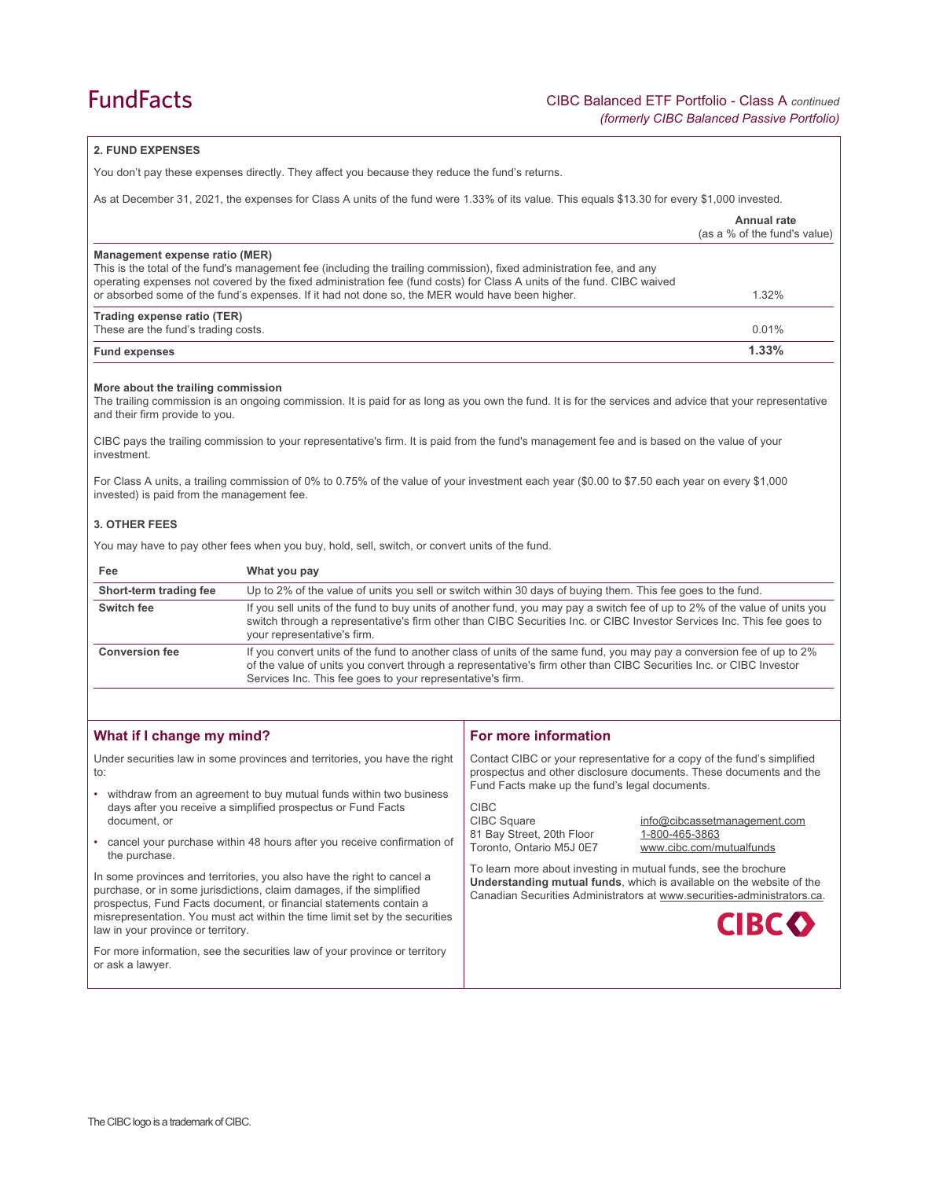## 2. FUND EXPENSES

You don't pay these expenses directly. They affect you because they reduce the fund's returns.

As at December 31, 2021, the expenses for Class A units of the fund were 1.33% of its value. This equals $13.30 for every $1,000 invested.

| | Annual rate (as a % of the fund's value) |
|---|---|
| **Management expense ratio (MER)** This is the total of the fund's management fee (including the trailing commission), fixed administration fee, and any operating expenses not covered by the fixed administration fee (fund costs) for Class A units of the fund. CIBC waived or absorbed some of the fund's expenses. If it had not done so, the MER would have been higher. | 1.32% |
| **Trading expense ratio (TER)** These are the fund's trading costs. | 0.01% |
| **Fund expenses** | **1.33%** |

**More about the trailing commission**

The trailing commission is an ongoing commission. It is paid for as long as you own the fund. It is for the services and advice that your representative and their firm provide to you.

CIBC pays the trailing commission to your representative's firm. It is paid from the fund's management fee and is based on the value of your investment.

For Class A units, a trailing commission of 0% to 0.75% of the value of your investment each year ($0.00 to $7.50 each year on every $1,000 invested) is paid from the management fee.

## 3. OTHER FEES

You may have to pay other fees when you buy, hold, sell, switch, or convert units of the fund.

| Fee | What you pay |
|---|---|
| **Short-term trading fee** | Up to 2% of the value of units you sell or switch within 30 days of buying them. This fee goes to the fund. |
| **Switch fee** | If you sell units of the fund to buy units of another fund, you may pay a switch fee of up to 2% of the value of units you switch through a representative's firm other than CIBC Securities Inc. or CIBC Investor Services Inc. This fee goes to your representative's firm. |
| **Conversion fee** | If you convert units of the fund to another class of units of the same fund, you may pay a conversion fee of up to 2% of the value of units you convert through a representative's firm other than CIBC Securities Inc. or CIBC Investor Services Inc. This fee goes to your representative's firm. |

## What if I change my mind?

Under securities law in some provinces and territories, you have the right to:

- withdraw from an agreement to buy mutual funds within two business days after you receive a simplified prospectus or Fund Facts document, or
- cancel your purchase within 48 hours after you receive confirmation of the purchase.

In some provinces and territories, you also have the right to cancel a purchase, or in some jurisdictions, claim damages, if the simplified prospectus, Fund Facts document, or financial statements contain a misrepresentation. You must act within the time limit set by the securities law in your province or territory.

For more information, see the securities law of your province or territory or ask a lawyer.

## For more information

Contact CIBC or your representative for a copy of the fund's simplified prospectus and other disclosure documents. These documents and the Fund Facts make up the fund's legal documents.

CIBC
CIBC Square
81 Bay Street, 20th Floor
Toronto, Ontario M5J 0E7

info@cibcassetmanagement.com
1-800-465-3863
www.cibc.com/mutualfunds

To learn more about investing in mutual funds, see the brochure **Understanding mutual funds**, which is available on the website of the Canadian Securities Administrators at www.securities-administrators.ca.

The CIBC logo is a trademark of CIBC.